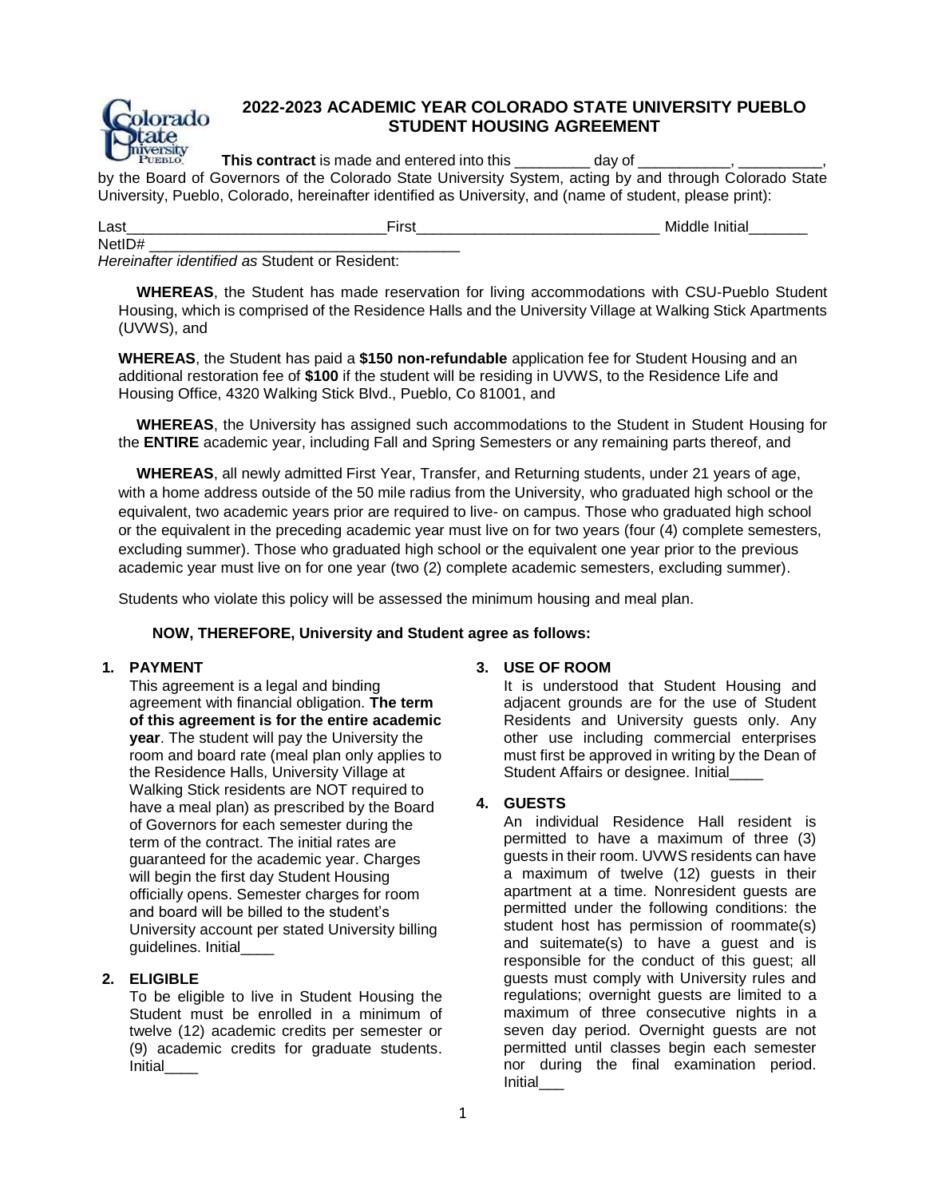# 2022-2023 ACADEMIC YEAR COLORADO STATE UNIVERSITY PUEBLO STUDENT HOUSING AGREEMENT

**This contract** is made and entered into this _________ day of ___________, __________, by the Board of Governors of the Colorado State University System, acting by and through Colorado State University, Pueblo, Colorado, hereinafter identified as University, and (name of student, please print):

Last_______________________________First_____________________________ Middle Initial_______

NetID# ______________________________________

*Hereinafter identified as* Student or Resident:

**WHEREAS**, the Student has made reservation for living accommodations with CSU-Pueblo Student Housing, which is comprised of the Residence Halls and the University Village at Walking Stick Apartments (UVWS), and

**WHEREAS**, the Student has paid a **$150 non-refundable** application fee for Student Housing and an additional restoration fee of **$100** if the student will be residing in UVWS, to the Residence Life and Housing Office, 4320 Walking Stick Blvd., Pueblo, Co 81001, and

**WHEREAS**, the University has assigned such accommodations to the Student in Student Housing for the **ENTIRE** academic year, including Fall and Spring Semesters or any remaining parts thereof, and

**WHEREAS**, all newly admitted First Year, Transfer, and Returning students, under 21 years of age, with a home address outside of the 50 mile radius from the University, who graduated high school or the equivalent, two academic years prior are required to live- on campus. Those who graduated high school or the equivalent in the preceding academic year must live on for two years (four (4) complete semesters, excluding summer). Those who graduated high school or the equivalent one year prior to the previous academic year must live on for one year (two (2) complete academic semesters, excluding summer).

Students who violate this policy will be assessed the minimum housing and meal plan.

**NOW, THEREFORE, University and Student agree as follows:**

1. **PAYMENT**
   This agreement is a legal and binding agreement with financial obligation. **The term of this agreement is for the entire academic year**. The student will pay the University the room and board rate (meal plan only applies to the Residence Halls, University Village at Walking Stick residents are NOT required to have a meal plan) as prescribed by the Board of Governors for each semester during the term of the contract. The initial rates are guaranteed for the academic year. Charges will begin the first day Student Housing officially opens. Semester charges for room and board will be billed to the student's University account per stated University billing guidelines. Initial____

2. **ELIGIBLE**
   To be eligible to live in Student Housing the Student must be enrolled in a minimum of twelve (12) academic credits per semester or (9) academic credits for graduate students. Initial____

3. **USE OF ROOM**
   It is understood that Student Housing and adjacent grounds are for the use of Student Residents and University guests only. Any other use including commercial enterprises must first be approved in writing by the Dean of Student Affairs or designee. Initial____

4. **GUESTS**
   An individual Residence Hall resident is permitted to have a maximum of three (3) guests in their room. UVWS residents can have a maximum of twelve (12) guests in their apartment at a time. Nonresident guests are permitted under the following conditions: the student host has permission of roommate(s) and suitemate(s) to have a guest and is responsible for the conduct of this guest; all guests must comply with University rules and regulations; overnight guests are limited to a maximum of three consecutive nights in a seven day period. Overnight guests are not permitted until classes begin each semester nor during the final examination period. Initial___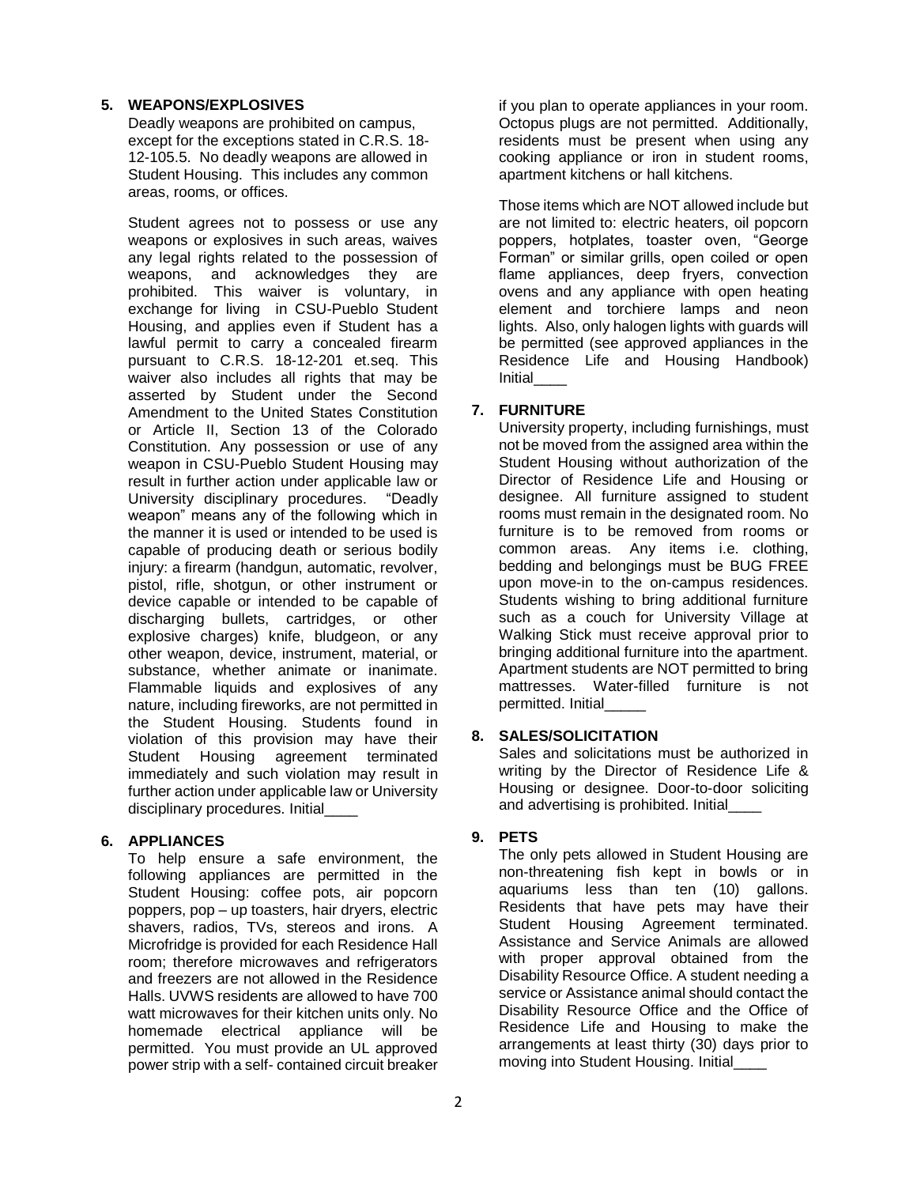**5. WEAPONS/EXPLOSIVES**

Deadly weapons are prohibited on campus, except for the exceptions stated in C.R.S. 18-12-105.5. No deadly weapons are allowed in Student Housing. This includes any common areas, rooms, or offices.

Student agrees not to possess or use any weapons or explosives in such areas, waives any legal rights related to the possession of weapons, and acknowledges they are prohibited. This waiver is voluntary, in exchange for living in CSU-Pueblo Student Housing, and applies even if Student has a lawful permit to carry a concealed firearm pursuant to C.R.S. 18-12-201 et.seq. This waiver also includes all rights that may be asserted by Student under the Second Amendment to the United States Constitution or Article II, Section 13 of the Colorado Constitution. Any possession or use of any weapon in CSU-Pueblo Student Housing may result in further action under applicable law or University disciplinary procedures. "Deadly weapon" means any of the following which in the manner it is used or intended to be used is capable of producing death or serious bodily injury: a firearm (handgun, automatic, revolver, pistol, rifle, shotgun, or other instrument or device capable or intended to be capable of discharging bullets, cartridges, or other explosive charges) knife, bludgeon, or any other weapon, device, instrument, material, or substance, whether animate or inanimate. Flammable liquids and explosives of any nature, including fireworks, are not permitted in the Student Housing. Students found in violation of this provision may have their Student Housing agreement terminated immediately and such violation may result in further action under applicable law or University disciplinary procedures. Initial____

**6. APPLIANCES**

To help ensure a safe environment, the following appliances are permitted in the Student Housing: coffee pots, air popcorn poppers, pop – up toasters, hair dryers, electric shavers, radios, TVs, stereos and irons. A Microfridge is provided for each Residence Hall room; therefore microwaves and refrigerators and freezers are not allowed in the Residence Halls. UVWS residents are allowed to have 700 watt microwaves for their kitchen units only. No homemade electrical appliance will be permitted. You must provide an UL approved power strip with a self- contained circuit breaker if you plan to operate appliances in your room. Octopus plugs are not permitted. Additionally, residents must be present when using any cooking appliance or iron in student rooms, apartment kitchens or hall kitchens.

Those items which are NOT allowed include but are not limited to: electric heaters, oil popcorn poppers, hotplates, toaster oven, "George Forman" or similar grills, open coiled or open flame appliances, deep fryers, convection ovens and any appliance with open heating element and torchiere lamps and neon lights. Also, only halogen lights with guards will be permitted (see approved appliances in the Residence Life and Housing Handbook) Initial____

**7. FURNITURE**

University property, including furnishings, must not be moved from the assigned area within the Student Housing without authorization of the Director of Residence Life and Housing or designee. All furniture assigned to student rooms must remain in the designated room. No furniture is to be removed from rooms or common areas. Any items i.e. clothing, bedding and belongings must be BUG FREE upon move-in to the on-campus residences. Students wishing to bring additional furniture such as a couch for University Village at Walking Stick must receive approval prior to bringing additional furniture into the apartment. Apartment students are NOT permitted to bring mattresses. Water-filled furniture is not permitted. Initial_____

**8. SALES/SOLICITATION**

Sales and solicitations must be authorized in writing by the Director of Residence Life & Housing or designee. Door-to-door soliciting and advertising is prohibited. Initial____

**9. PETS**

The only pets allowed in Student Housing are non-threatening fish kept in bowls or in aquariums less than ten (10) gallons. Residents that have pets may have their Student Housing Agreement terminated. Assistance and Service Animals are allowed with proper approval obtained from the Disability Resource Office. A student needing a service or Assistance animal should contact the Disability Resource Office and the Office of Residence Life and Housing to make the arrangements at least thirty (30) days prior to moving into Student Housing. Initial____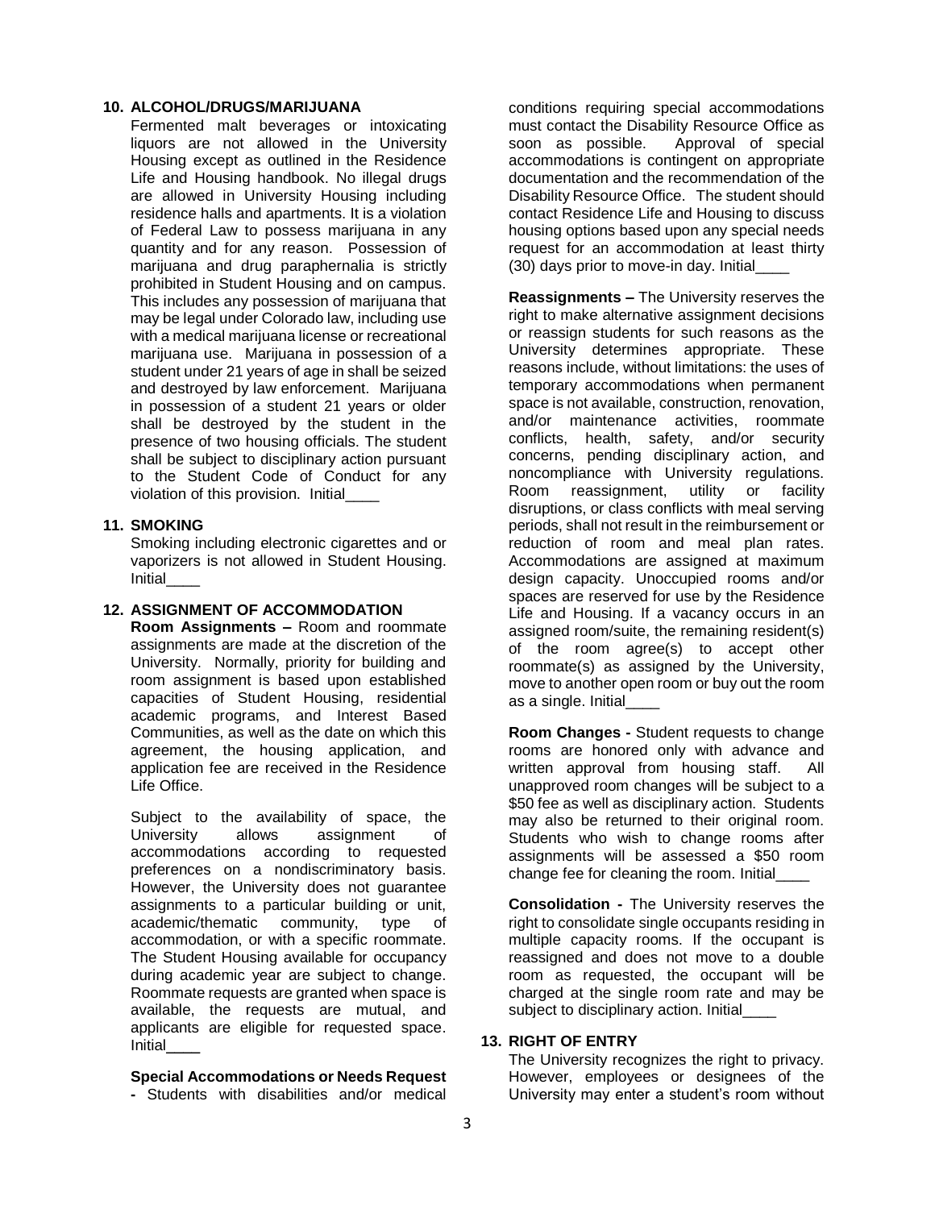**10. ALCOHOL/DRUGS/MARIJUANA**

Fermented malt beverages or intoxicating liquors are not allowed in the University Housing except as outlined in the Residence Life and Housing handbook. No illegal drugs are allowed in University Housing including residence halls and apartments. It is a violation of Federal Law to possess marijuana in any quantity and for any reason. Possession of marijuana and drug paraphernalia is strictly prohibited in Student Housing and on campus. This includes any possession of marijuana that may be legal under Colorado law, including use with a medical marijuana license or recreational marijuana use. Marijuana in possession of a student under 21 years of age in shall be seized and destroyed by law enforcement. Marijuana in possession of a student 21 years or older shall be destroyed by the student in the presence of two housing officials. The student shall be subject to disciplinary action pursuant to the Student Code of Conduct for any violation of this provision. Initial____

**11. SMOKING**

Smoking including electronic cigarettes and or vaporizers is not allowed in Student Housing. Initial____

**12. ASSIGNMENT OF ACCOMMODATION**

**Room Assignments –** Room and roommate assignments are made at the discretion of the University. Normally, priority for building and room assignment is based upon established capacities of Student Housing, residential academic programs, and Interest Based Communities, as well as the date on which this agreement, the housing application, and application fee are received in the Residence Life Office.

Subject to the availability of space, the University allows assignment of accommodations according to requested preferences on a nondiscriminatory basis. However, the University does not guarantee assignments to a particular building or unit, academic/thematic community, type of accommodation, or with a specific roommate. The Student Housing available for occupancy during academic year are subject to change. Roommate requests are granted when space is available, the requests are mutual, and applicants are eligible for requested space. Initial____

**Special Accommodations or Needs Request -** Students with disabilities and/or medical conditions requiring special accommodations must contact the Disability Resource Office as soon as possible. Approval of special accommodations is contingent on appropriate documentation and the recommendation of the Disability Resource Office. The student should contact Residence Life and Housing to discuss housing options based upon any special needs request for an accommodation at least thirty (30) days prior to move-in day. Initial____

**Reassignments –** The University reserves the right to make alternative assignment decisions or reassign students for such reasons as the University determines appropriate. These reasons include, without limitations: the uses of temporary accommodations when permanent space is not available, construction, renovation, and/or maintenance activities, roommate conflicts, health, safety, and/or security concerns, pending disciplinary action, and noncompliance with University regulations. Room reassignment, utility or facility disruptions, or class conflicts with meal serving periods, shall not result in the reimbursement or reduction of room and meal plan rates. Accommodations are assigned at maximum design capacity. Unoccupied rooms and/or spaces are reserved for use by the Residence Life and Housing. If a vacancy occurs in an assigned room/suite, the remaining resident(s) of the room agree(s) to accept other roommate(s) as assigned by the University, move to another open room or buy out the room as a single. Initial____

**Room Changes -** Student requests to change rooms are honored only with advance and written approval from housing staff. All unapproved room changes will be subject to a $50 fee as well as disciplinary action. Students may also be returned to their original room. Students who wish to change rooms after assignments will be assessed a $50 room change fee for cleaning the room. Initial____

**Consolidation -** The University reserves the right to consolidate single occupants residing in multiple capacity rooms. If the occupant is reassigned and does not move to a double room as requested, the occupant will be charged at the single room rate and may be subject to disciplinary action. Initial____

**13. RIGHT OF ENTRY**

The University recognizes the right to privacy. However, employees or designees of the University may enter a student's room without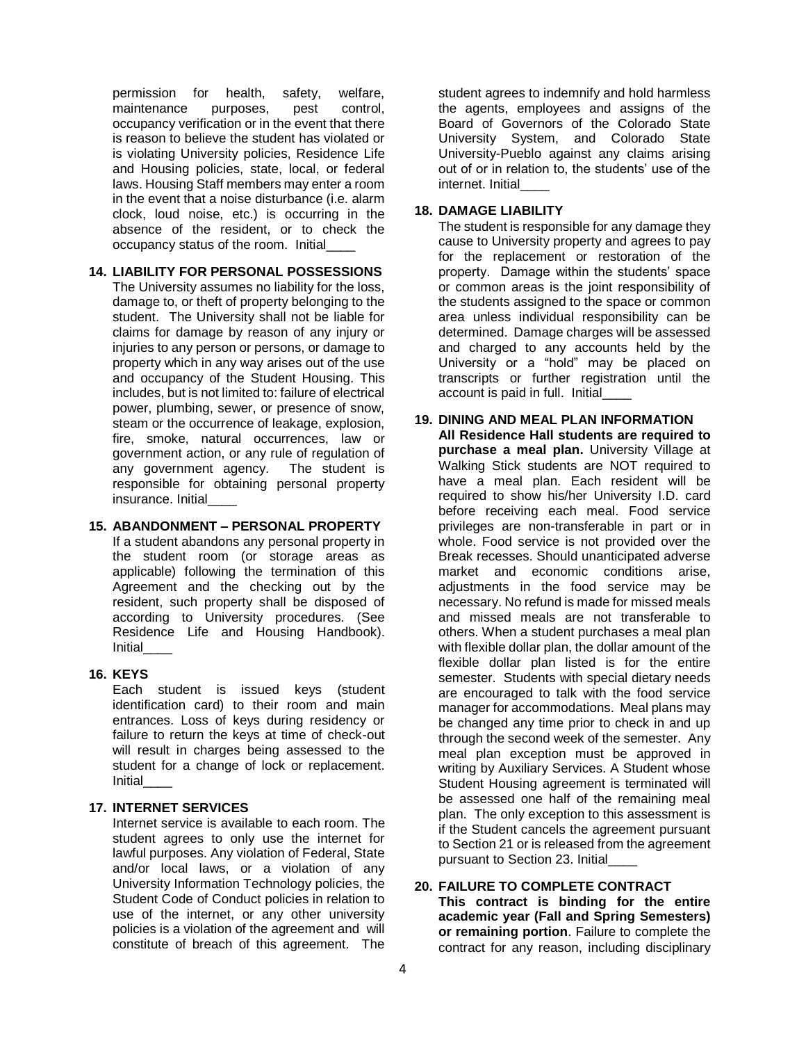permission for health, safety, welfare, maintenance purposes, pest control, occupancy verification or in the event that there is reason to believe the student has violated or is violating University policies, Residence Life and Housing policies, state, local, or federal laws. Housing Staff members may enter a room in the event that a noise disturbance (i.e. alarm clock, loud noise, etc.) is occurring in the absence of the resident, or to check the occupancy status of the room. Initial____

**14. LIABILITY FOR PERSONAL POSSESSIONS**

The University assumes no liability for the loss, damage to, or theft of property belonging to the student. The University shall not be liable for claims for damage by reason of any injury or injuries to any person or persons, or damage to property which in any way arises out of the use and occupancy of the Student Housing. This includes, but is not limited to: failure of electrical power, plumbing, sewer, or presence of snow, steam or the occurrence of leakage, explosion, fire, smoke, natural occurrences, law or government action, or any rule of regulation of any government agency. The student is responsible for obtaining personal property insurance. Initial____

**15. ABANDONMENT – PERSONAL PROPERTY**

If a student abandons any personal property in the student room (or storage areas as applicable) following the termination of this Agreement and the checking out by the resident, such property shall be disposed of according to University procedures. (See Residence Life and Housing Handbook). Initial____

**16. KEYS**

Each student is issued keys (student identification card) to their room and main entrances. Loss of keys during residency or failure to return the keys at time of check-out will result in charges being assessed to the student for a change of lock or replacement. Initial____

**17. INTERNET SERVICES**

Internet service is available to each room. The student agrees to only use the internet for lawful purposes. Any violation of Federal, State and/or local laws, or a violation of any University Information Technology policies, the Student Code of Conduct policies in relation to use of the internet, or any other university policies is a violation of the agreement and will constitute of breach of this agreement. The student agrees to indemnify and hold harmless the agents, employees and assigns of the Board of Governors of the Colorado State University System, and Colorado State University-Pueblo against any claims arising out of or in relation to, the students' use of the internet. Initial____

**18. DAMAGE LIABILITY**

The student is responsible for any damage they cause to University property and agrees to pay for the replacement or restoration of the property. Damage within the students' space or common areas is the joint responsibility of the students assigned to the space or common area unless individual responsibility can be determined. Damage charges will be assessed and charged to any accounts held by the University or a "hold" may be placed on transcripts or further registration until the account is paid in full. Initial____

**19. DINING AND MEAL PLAN INFORMATION**

**All Residence Hall students are required to purchase a meal plan.** University Village at Walking Stick students are NOT required to have a meal plan. Each resident will be required to show his/her University I.D. card before receiving each meal. Food service privileges are non-transferable in part or in whole. Food service is not provided over the Break recesses. Should unanticipated adverse market and economic conditions arise, adjustments in the food service may be necessary. No refund is made for missed meals and missed meals are not transferable to others. When a student purchases a meal plan with flexible dollar plan, the dollar amount of the flexible dollar plan listed is for the entire semester. Students with special dietary needs are encouraged to talk with the food service manager for accommodations. Meal plans may be changed any time prior to check in and up through the second week of the semester. Any meal plan exception must be approved in writing by Auxiliary Services. A Student whose Student Housing agreement is terminated will be assessed one half of the remaining meal plan. The only exception to this assessment is if the Student cancels the agreement pursuant to Section 21 or is released from the agreement pursuant to Section 23. Initial____

**20. FAILURE TO COMPLETE CONTRACT**

**This contract is binding for the entire academic year (Fall and Spring Semesters) or remaining portion**. Failure to complete the contract for any reason, including disciplinary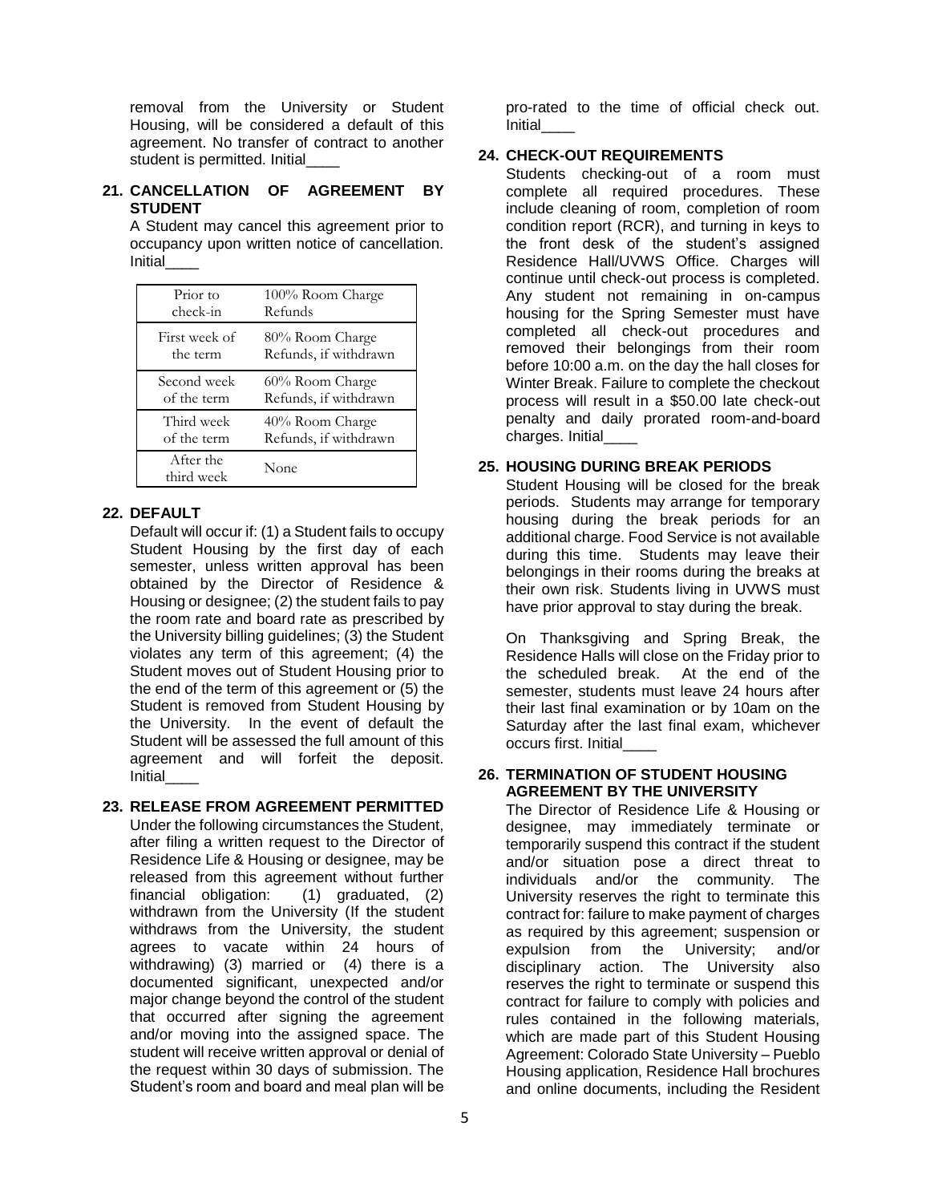removal from the University or Student Housing, will be considered a default of this agreement. No transfer of contract to another student is permitted. Initial____

**21. CANCELLATION OF AGREEMENT BY STUDENT**

A Student may cancel this agreement prior to occupancy upon written notice of cancellation. Initial____

| Prior to check-in | 100% Room Charge Refunds |
|---|---|
| First week of the term | 80% Room Charge Refunds, if withdrawn |
| Second week of the term | 60% Room Charge Refunds, if withdrawn |
| Third week of the term | 40% Room Charge Refunds, if withdrawn |
| After the third week | None |

**22. DEFAULT**

Default will occur if: (1) a Student fails to occupy Student Housing by the first day of each semester, unless written approval has been obtained by the Director of Residence & Housing or designee; (2) the student fails to pay the room rate and board rate as prescribed by the University billing guidelines; (3) the Student violates any term of this agreement; (4) the Student moves out of Student Housing prior to the end of the term of this agreement or (5) the Student is removed from Student Housing by the University. In the event of default the Student will be assessed the full amount of this agreement and will forfeit the deposit. Initial____

**23. RELEASE FROM AGREEMENT PERMITTED**

Under the following circumstances the Student, after filing a written request to the Director of Residence Life & Housing or designee, may be released from this agreement without further financial obligation: (1) graduated, (2) withdrawn from the University (If the student withdraws from the University, the student agrees to vacate within 24 hours of withdrawing) (3) married or (4) there is a documented significant, unexpected and/or major change beyond the control of the student that occurred after signing the agreement and/or moving into the assigned space. The student will receive written approval or denial of the request within 30 days of submission. The Student's room and board and meal plan will be pro-rated to the time of official check out. Initial____

**24. CHECK-OUT REQUIREMENTS**

Students checking-out of a room must complete all required procedures. These include cleaning of room, completion of room condition report (RCR), and turning in keys to the front desk of the student's assigned Residence Hall/UVWS Office. Charges will continue until check-out process is completed. Any student not remaining in on-campus housing for the Spring Semester must have completed all check-out procedures and removed their belongings from their room before 10:00 a.m. on the day the hall closes for Winter Break. Failure to complete the checkout process will result in a $50.00 late check-out penalty and daily prorated room-and-board charges. Initial____

**25. HOUSING DURING BREAK PERIODS**

Student Housing will be closed for the break periods. Students may arrange for temporary housing during the break periods for an additional charge. Food Service is not available during this time. Students may leave their belongings in their rooms during the breaks at their own risk. Students living in UVWS must have prior approval to stay during the break.

On Thanksgiving and Spring Break, the Residence Halls will close on the Friday prior to the scheduled break. At the end of the semester, students must leave 24 hours after their last final examination or by 10am on the Saturday after the last final exam, whichever occurs first. Initial____

**26. TERMINATION OF STUDENT HOUSING AGREEMENT BY THE UNIVERSITY**

The Director of Residence Life & Housing or designee, may immediately terminate or temporarily suspend this contract if the student and/or situation pose a direct threat to individuals and/or the community. The University reserves the right to terminate this contract for: failure to make payment of charges as required by this agreement; suspension or expulsion from the University; and/or disciplinary action. The University also reserves the right to terminate or suspend this contract for failure to comply with policies and rules contained in the following materials, which are made part of this Student Housing Agreement: Colorado State University – Pueblo Housing application, Residence Hall brochures and online documents, including the Resident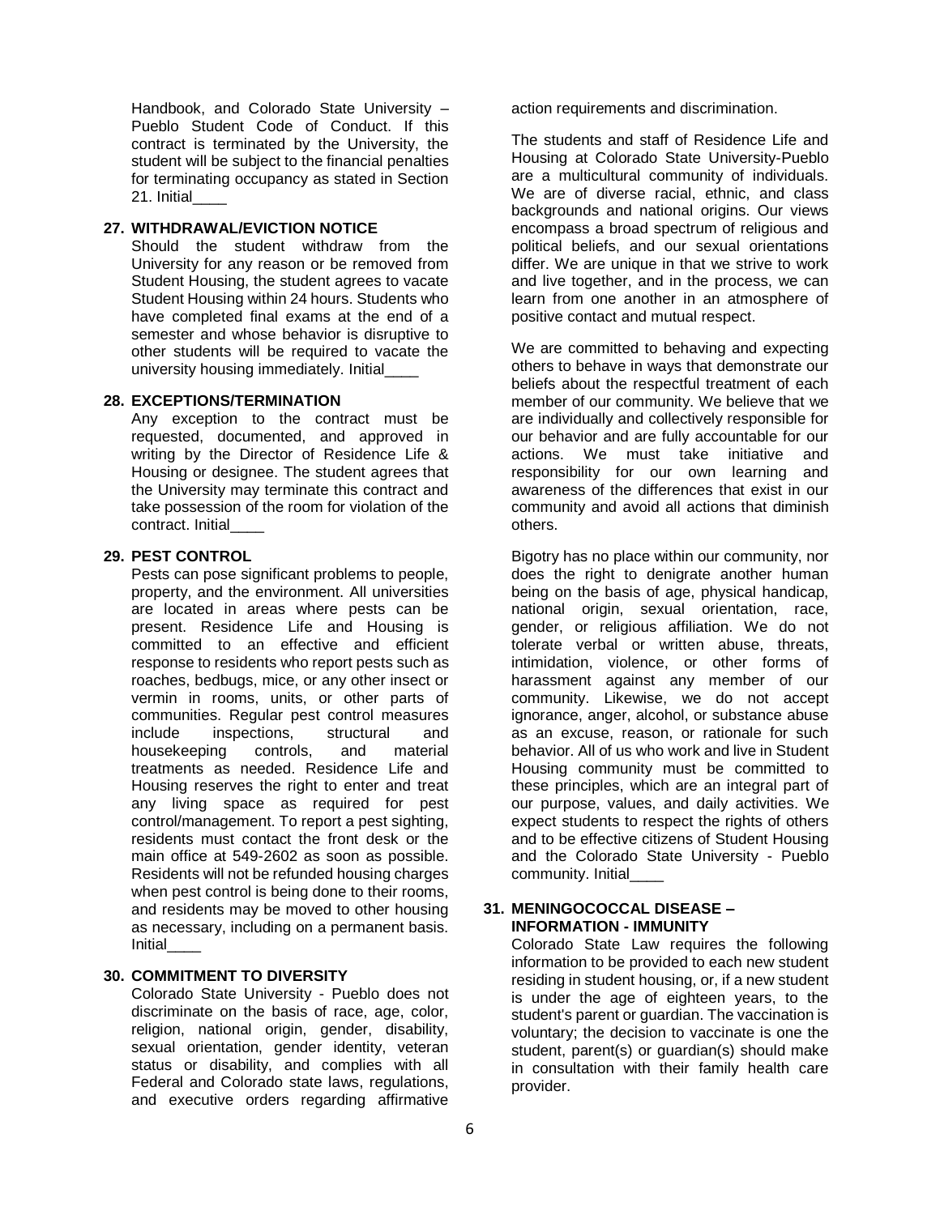Handbook, and Colorado State University – Pueblo Student Code of Conduct. If this contract is terminated by the University, the student will be subject to the financial penalties for terminating occupancy as stated in Section 21. Initial____

**27. WITHDRAWAL/EVICTION NOTICE**

Should the student withdraw from the University for any reason or be removed from Student Housing, the student agrees to vacate Student Housing within 24 hours. Students who have completed final exams at the end of a semester and whose behavior is disruptive to other students will be required to vacate the university housing immediately. Initial____

**28. EXCEPTIONS/TERMINATION**

Any exception to the contract must be requested, documented, and approved in writing by the Director of Residence Life & Housing or designee. The student agrees that the University may terminate this contract and take possession of the room for violation of the contract. Initial____

**29. PEST CONTROL**

Pests can pose significant problems to people, property, and the environment. All universities are located in areas where pests can be present. Residence Life and Housing is committed to an effective and efficient response to residents who report pests such as roaches, bedbugs, mice, or any other insect or vermin in rooms, units, or other parts of communities. Regular pest control measures include inspections, structural and housekeeping controls, and material treatments as needed. Residence Life and Housing reserves the right to enter and treat any living space as required for pest control/management. To report a pest sighting, residents must contact the front desk or the main office at 549-2602 as soon as possible. Residents will not be refunded housing charges when pest control is being done to their rooms, and residents may be moved to other housing as necessary, including on a permanent basis. Initial____

**30. COMMITMENT TO DIVERSITY**

Colorado State University - Pueblo does not discriminate on the basis of race, age, color, religion, national origin, gender, disability, sexual orientation, gender identity, veteran status or disability, and complies with all Federal and Colorado state laws, regulations, and executive orders regarding affirmative action requirements and discrimination.

The students and staff of Residence Life and Housing at Colorado State University-Pueblo are a multicultural community of individuals. We are of diverse racial, ethnic, and class backgrounds and national origins. Our views encompass a broad spectrum of religious and political beliefs, and our sexual orientations differ. We are unique in that we strive to work and live together, and in the process, we can learn from one another in an atmosphere of positive contact and mutual respect.

We are committed to behaving and expecting others to behave in ways that demonstrate our beliefs about the respectful treatment of each member of our community. We believe that we are individually and collectively responsible for our behavior and are fully accountable for our actions. We must take initiative and responsibility for our own learning and awareness of the differences that exist in our community and avoid all actions that diminish others.

Bigotry has no place within our community, nor does the right to denigrate another human being on the basis of age, physical handicap, national origin, sexual orientation, race, gender, or religious affiliation. We do not tolerate verbal or written abuse, threats, intimidation, violence, or other forms of harassment against any member of our community. Likewise, we do not accept ignorance, anger, alcohol, or substance abuse as an excuse, reason, or rationale for such behavior. All of us who work and live in Student Housing community must be committed to these principles, which are an integral part of our purpose, values, and daily activities. We expect students to respect the rights of others and to be effective citizens of Student Housing and the Colorado State University - Pueblo community. Initial____

**31. MENINGOCOCCAL DISEASE – INFORMATION - IMMUNITY**

Colorado State Law requires the following information to be provided to each new student residing in student housing, or, if a new student is under the age of eighteen years, to the student's parent or guardian. The vaccination is voluntary; the decision to vaccinate is one the student, parent(s) or guardian(s) should make in consultation with their family health care provider.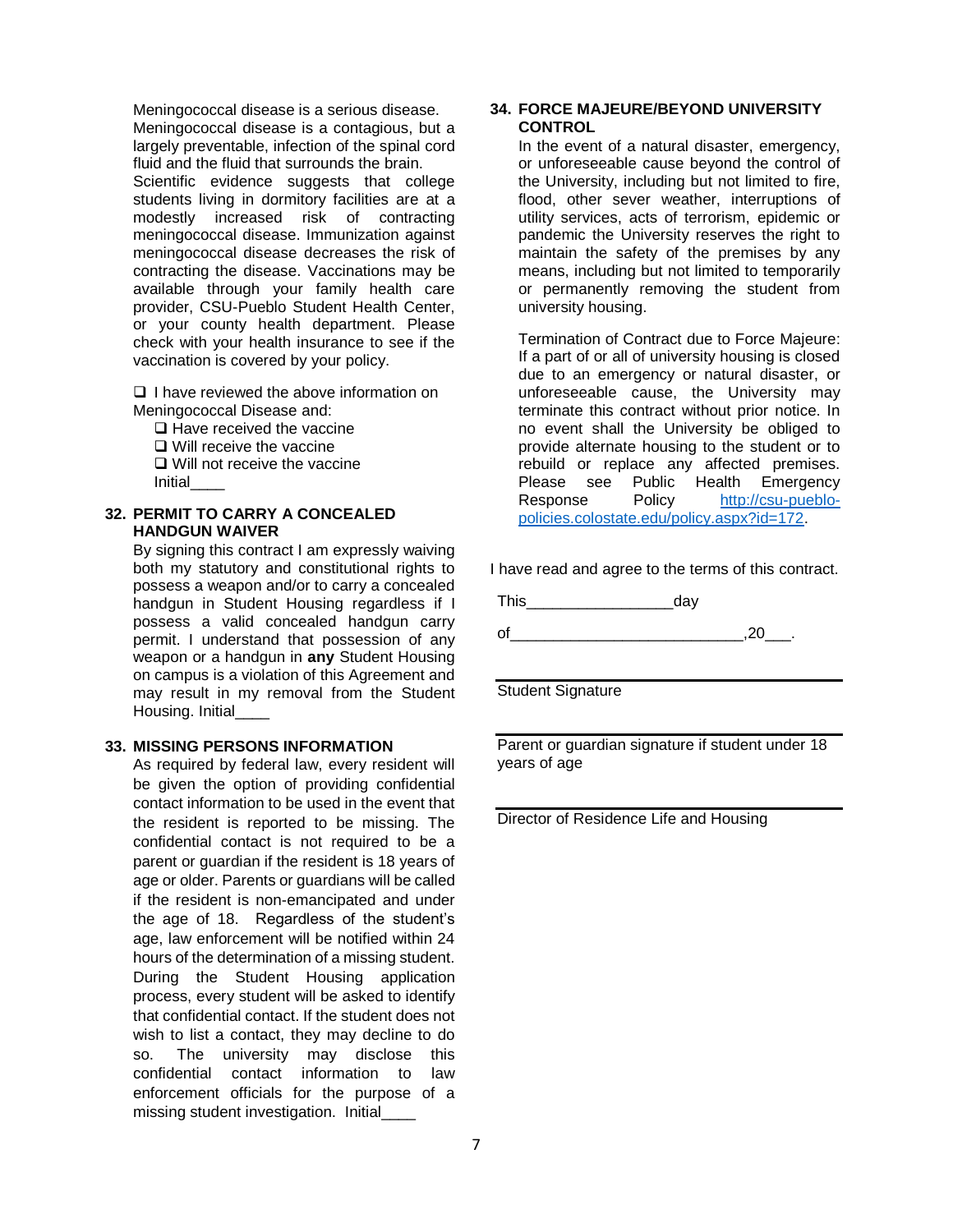Meningococcal disease is a serious disease. Meningococcal disease is a contagious, but a largely preventable, infection of the spinal cord fluid and the fluid that surrounds the brain. Scientific evidence suggests that college students living in dormitory facilities are at a modestly increased risk of contracting meningococcal disease. Immunization against meningococcal disease decreases the risk of contracting the disease. Vaccinations may be available through your family health care provider, CSU-Pueblo Student Health Center, or your county health department. Please check with your health insurance to see if the vaccination is covered by your policy.

❑ I have reviewed the above information on Meningococcal Disease and:

- ❑ Have received the vaccine
- ❑ Will receive the vaccine
- ❑ Will not receive the vaccine

Initial____

**32. PERMIT TO CARRY A CONCEALED HANDGUN WAIVER**

By signing this contract I am expressly waiving both my statutory and constitutional rights to possess a weapon and/or to carry a concealed handgun in Student Housing regardless if I possess a valid concealed handgun carry permit. I understand that possession of any weapon or a handgun in **any** Student Housing on campus is a violation of this Agreement and may result in my removal from the Student Housing. Initial____

**33. MISSING PERSONS INFORMATION**

As required by federal law, every resident will be given the option of providing confidential contact information to be used in the event that the resident is reported to be missing. The confidential contact is not required to be a parent or guardian if the resident is 18 years of age or older. Parents or guardians will be called if the resident is non-emancipated and under the age of 18. Regardless of the student's age, law enforcement will be notified within 24 hours of the determination of a missing student. During the Student Housing application process, every student will be asked to identify that confidential contact. If the student does not wish to list a contact, they may decline to do so. The university may disclose this confidential contact information to law enforcement officials for the purpose of a missing student investigation. Initial____

**34. FORCE MAJEURE/BEYOND UNIVERSITY CONTROL**

In the event of a natural disaster, emergency, or unforeseeable cause beyond the control of the University, including but not limited to fire, flood, other sever weather, interruptions of utility services, acts of terrorism, epidemic or pandemic the University reserves the right to maintain the safety of the premises by any means, including but not limited to temporarily or permanently removing the student from university housing.

Termination of Contract due to Force Majeure: If a part of or all of university housing is closed due to an emergency or natural disaster, or unforeseeable cause, the University may terminate this contract without prior notice. In no event shall the University be obliged to provide alternate housing to the student or to rebuild or replace any affected premises. Please see Public Health Emergency Response Policy http://csu-pueblo-policies.colostate.edu/policy.aspx?id=172.

I have read and agree to the terms of this contract.

This_________________day

of___________________________,20___.

_______________________________
Student Signature

_______________________________
Parent or guardian signature if student under 18 years of age

_______________________________
Director of Residence Life and Housing